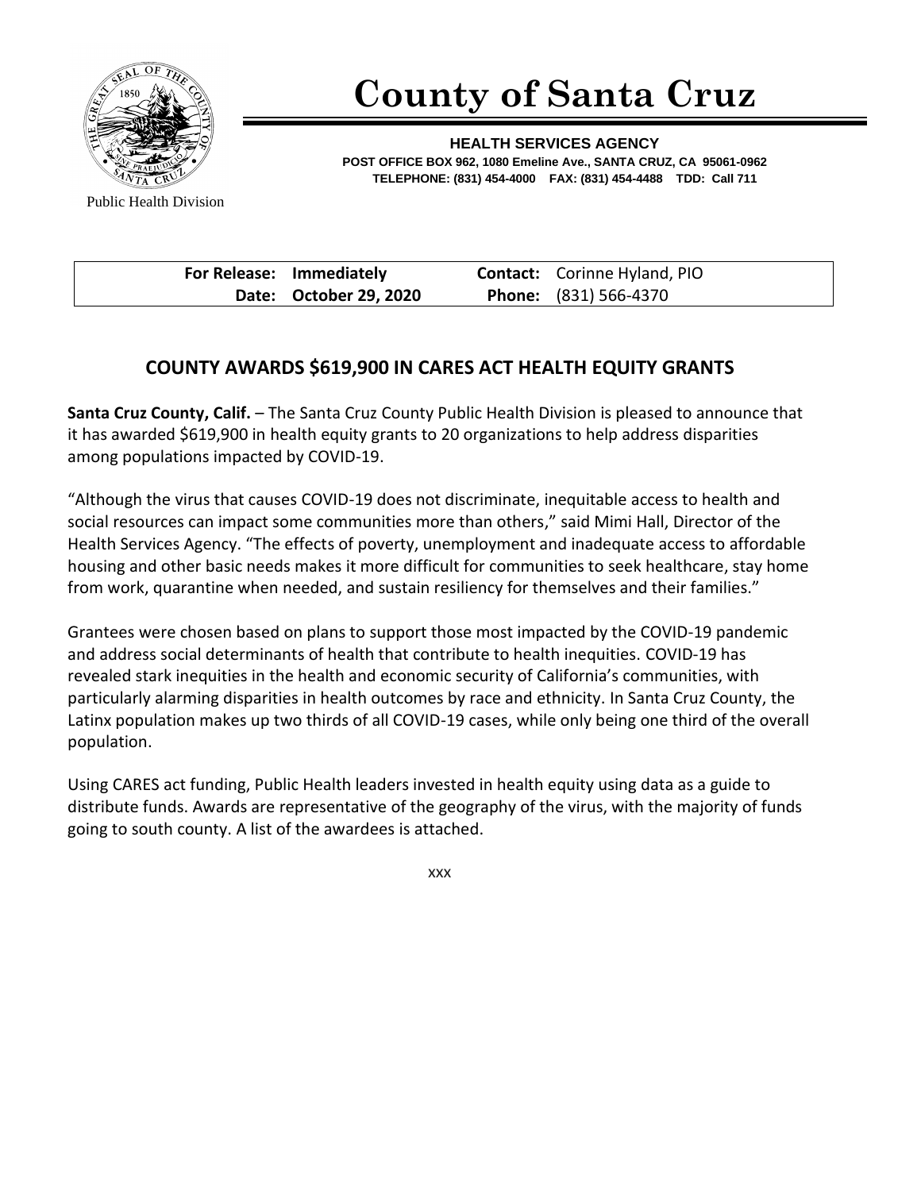# County of Santa Cruz

**HEALTH SERVICES AGENCY**
**POST OFFICE BOX 962, 1080 Emeline Ave., SANTA CRUZ, CA 95061-0962**
**TELEPHONE: (831) 454-4000 FAX: (831) 454-4488 TDD: Call 711**

Public Health Division

| | | | |
|---|---|---|---|
| **For Release:** | **Immediately** | **Contact:** | Corinne Hyland, PIO |
| **Date:** | **October 29, 2020** | **Phone:** | (831) 566-4370 |

## COUNTY AWARDS $619,900 IN CARES ACT HEALTH EQUITY GRANTS

**Santa Cruz County, Calif.** – The Santa Cruz County Public Health Division is pleased to announce that it has awarded $619,900 in health equity grants to 20 organizations to help address disparities among populations impacted by COVID-19.

"Although the virus that causes COVID-19 does not discriminate, inequitable access to health and social resources can impact some communities more than others," said Mimi Hall, Director of the Health Services Agency. "The effects of poverty, unemployment and inadequate access to affordable housing and other basic needs makes it more difficult for communities to seek healthcare, stay home from work, quarantine when needed, and sustain resiliency for themselves and their families."

Grantees were chosen based on plans to support those most impacted by the COVID-19 pandemic and address social determinants of health that contribute to health inequities. COVID-19 has revealed stark inequities in the health and economic security of California's communities, with particularly alarming disparities in health outcomes by race and ethnicity. In Santa Cruz County, the Latinx population makes up two thirds of all COVID-19 cases, while only being one third of the overall population.

Using CARES act funding, Public Health leaders invested in health equity using data as a guide to distribute funds. Awards are representative of the geography of the virus, with the majority of funds going to south county. A list of the awardees is attached.

xxx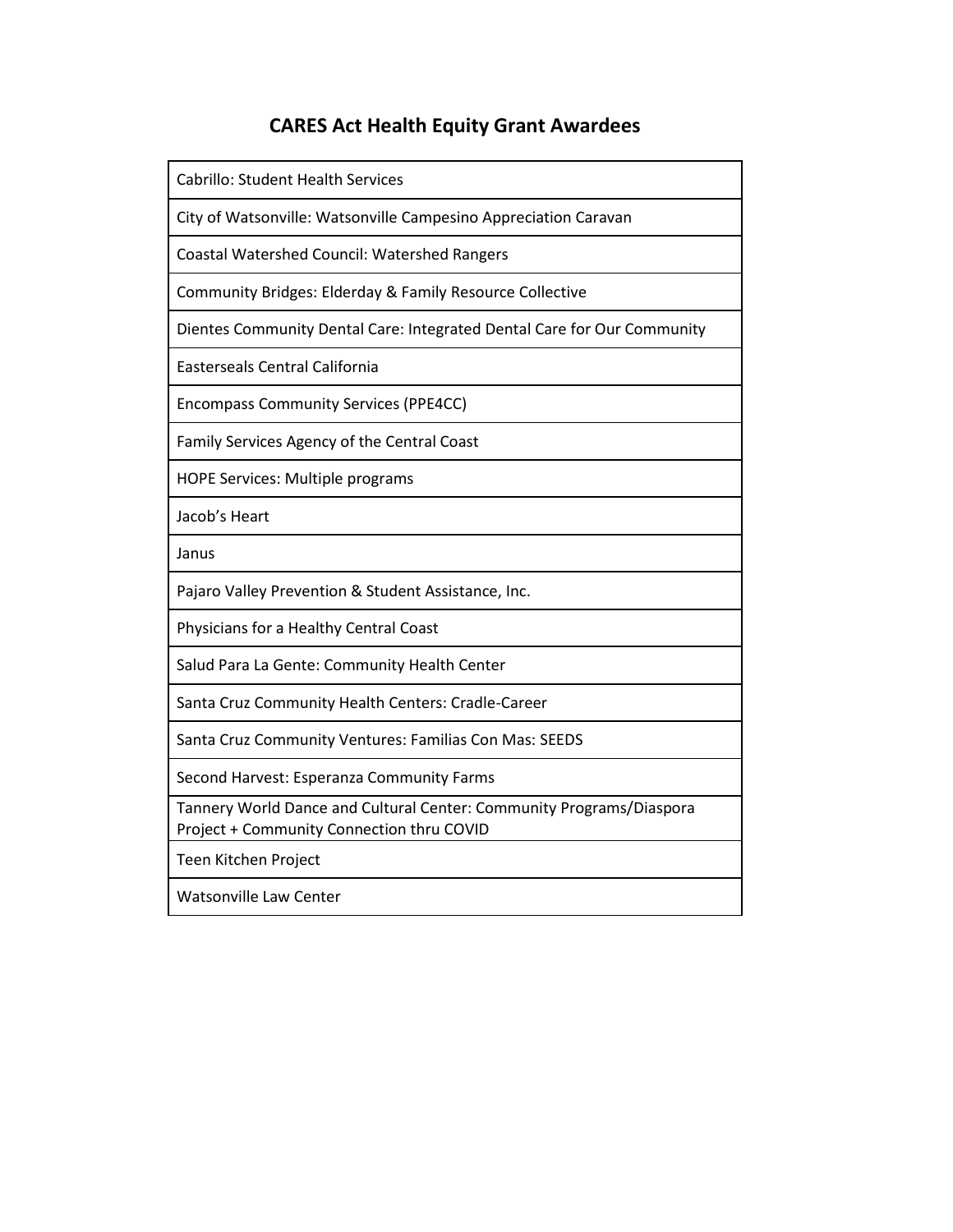# CARES Act Health Equity Grant Awardees

| |
|---|
| Cabrillo: Student Health Services |
| City of Watsonville: Watsonville Campesino Appreciation Caravan |
| Coastal Watershed Council: Watershed Rangers |
| Community Bridges: Elderday & Family Resource Collective |
| Dientes Community Dental Care: Integrated Dental Care for Our Community |
| Easterseals Central California |
| Encompass Community Services (PPE4CC) |
| Family Services Agency of the Central Coast |
| HOPE Services: Multiple programs |
| Jacob's Heart |
| Janus |
| Pajaro Valley Prevention & Student Assistance, Inc. |
| Physicians for a Healthy Central Coast |
| Salud Para La Gente: Community Health Center |
| Santa Cruz Community Health Centers: Cradle-Career |
| Santa Cruz Community Ventures: Familias Con Mas: SEEDS |
| Second Harvest: Esperanza Community Farms |
| Tannery World Dance and Cultural Center: Community Programs/Diaspora Project + Community Connection thru COVID |
| Teen Kitchen Project |
| Watsonville Law Center |